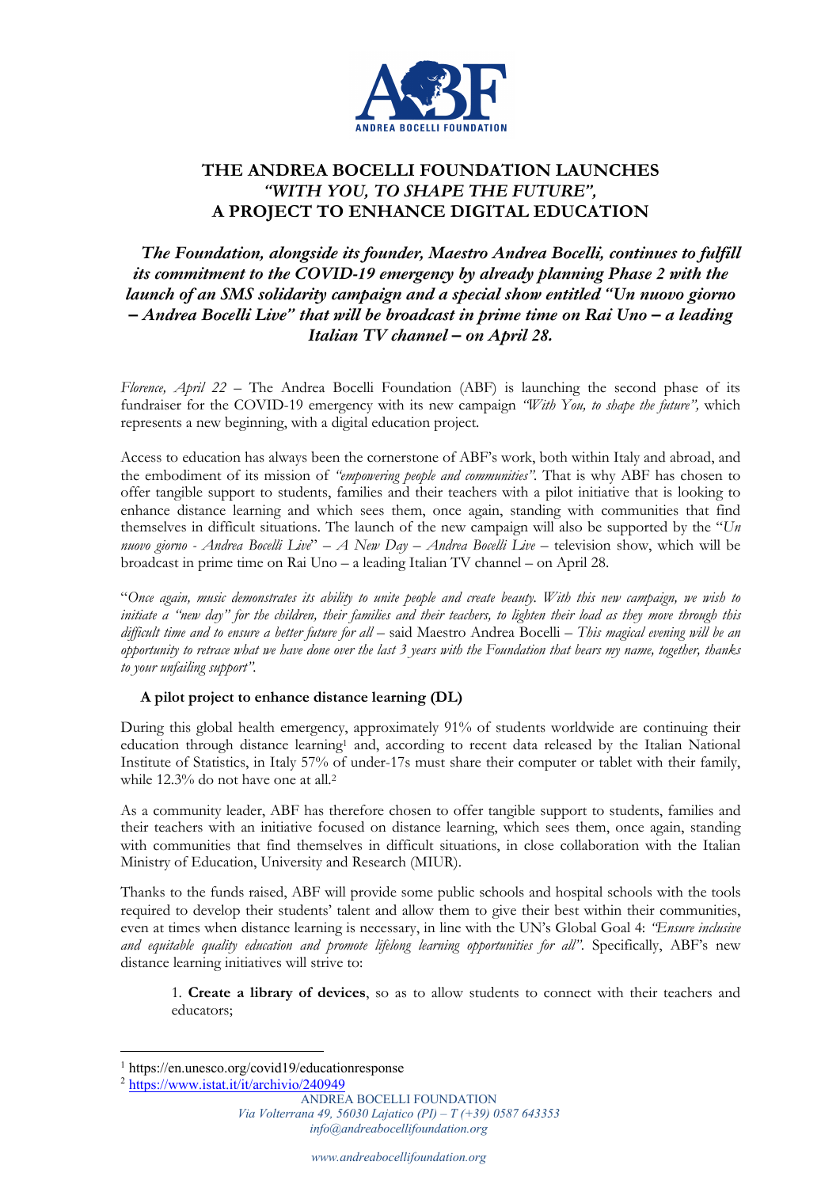# THE ANDREA BOCELLI FOUNDATION LAUNCHES *"WITH YOU, TO SHAPE THE FUTURE"*, A PROJECT TO ENHANCE DIGITAL EDUCATION

***The Foundation, alongside its founder, Maestro Andrea Bocelli, continues to fulfill its commitment to the COVID-19 emergency by already planning Phase 2 with the launch of an SMS solidarity campaign and a special show entitled "Un nuovo giorno – Andrea Bocelli Live" that will be broadcast in prime time on Rai Uno – a leading Italian TV channel – on April 28.***

*Florence, April 22* – The Andrea Bocelli Foundation (ABF) is launching the second phase of its fundraiser for the COVID-19 emergency with its new campaign *"With You, to shape the future",* which represents a new beginning, with a digital education project.

Access to education has always been the cornerstone of ABF's work, both within Italy and abroad, and the embodiment of its mission of *"empowering people and communities"*. That is why ABF has chosen to offer tangible support to students, families and their teachers with a pilot initiative that is looking to enhance distance learning and which sees them, once again, standing with communities that find themselves in difficult situations. The launch of the new campaign will also be supported by the "*Un nuovo giorno - Andrea Bocelli Live*" – *A New Day – Andrea Bocelli Live* – television show, which will be broadcast in prime time on Rai Uno – a leading Italian TV channel – on April 28.

"*Once again, music demonstrates its ability to unite people and create beauty. With this new campaign, we wish to initiate a "new day" for the children, their families and their teachers, to lighten their load as they move through this difficult time and to ensure a better future for all* – said Maestro Andrea Bocelli – *This magical evening will be an opportunity to retrace what we have done over the last 3 years with the Foundation that bears my name, together, thanks to your unfailing support".*

**A pilot project to enhance distance learning (DL)**

During this global health emergency, approximately 91% of students worldwide are continuing their education through distance learning[1] and, according to recent data released by the Italian National Institute of Statistics, in Italy 57% of under-17s must share their computer or tablet with their family, while 12.3% do not have one at all.[2]

As a community leader, ABF has therefore chosen to offer tangible support to students, families and their teachers with an initiative focused on distance learning, which sees them, once again, standing with communities that find themselves in difficult situations, in close collaboration with the Italian Ministry of Education, University and Research (MIUR).

Thanks to the funds raised, ABF will provide some public schools and hospital schools with the tools required to develop their students' talent and allow them to give their best within their communities, even at times when distance learning is necessary, in line with the UN's Global Goal 4: *"Ensure inclusive and equitable quality education and promote lifelong learning opportunities for all"*. Specifically, ABF's new distance learning initiatives will strive to:

1. **Create a library of devices**, so as to allow students to connect with their teachers and educators;

---

[1] https://en.unesco.org/covid19/educationresponse

[2] https://www.istat.it/it/archivio/240949

ANDREA BOCELLI FOUNDATION
*Via Volterrana 49, 56030 Lajatico (PI) – T (+39) 0587 643353*
*info@andreabocellifoundation.org*

*www.andreabocellifoundation.org*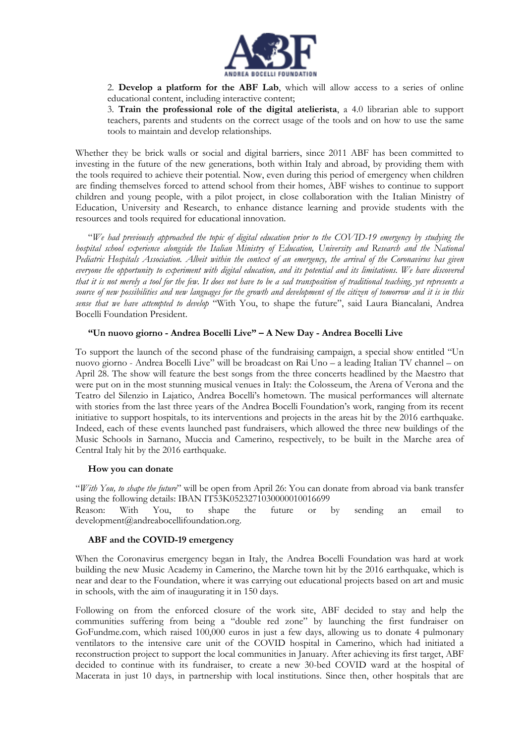2. **Develop a platform for the ABF Lab**, which will allow access to a series of online educational content, including interactive content;
3. **Train the professional role of the digital atelierista**, a 4.0 librarian able to support teachers, parents and students on the correct usage of the tools and on how to use the same tools to maintain and develop relationships.

Whether they be brick walls or social and digital barriers, since 2011 ABF has been committed to investing in the future of the new generations, both within Italy and abroad, by providing them with the tools required to achieve their potential. Now, even during this period of emergency when children are finding themselves forced to attend school from their homes, ABF wishes to continue to support children and young people, with a pilot project, in close collaboration with the Italian Ministry of Education, University and Research, to enhance distance learning and provide students with the resources and tools required for educational innovation.

"*We had previously approached the topic of digital education prior to the COVID-19 emergency by studying the hospital school experience alongside the Italian Ministry of Education, University and Research and the National Pediatric Hospitals Association. Albeit within the context of an emergency, the arrival of the Coronavirus has given everyone the opportunity to experiment with digital education, and its potential and its limitations. We have discovered that it is not merely a tool for the few. It does not have to be a sad transposition of traditional teaching, yet represents a source of new possibilities and new languages for the growth and development of the citizen of tomorrow and it is in this sense that we have attempted to develop* "With You, to shape the future", said Laura Biancalani, Andrea Bocelli Foundation President.

### "Un nuovo giorno - Andrea Bocelli Live" – A New Day - Andrea Bocelli Live

To support the launch of the second phase of the fundraising campaign, a special show entitled "Un nuovo giorno - Andrea Bocelli Live" will be broadcast on Rai Uno – a leading Italian TV channel – on April 28. The show will feature the best songs from the three concerts headlined by the Maestro that were put on in the most stunning musical venues in Italy: the Colosseum, the Arena of Verona and the Teatro del Silenzio in Lajatico, Andrea Bocelli's hometown. The musical performances will alternate with stories from the last three years of the Andrea Bocelli Foundation's work, ranging from its recent initiative to support hospitals, to its interventions and projects in the areas hit by the 2016 earthquake. Indeed, each of these events launched past fundraisers, which allowed the three new buildings of the Music Schools in Sarnano, Muccia and Camerino, respectively, to be built in the Marche area of Central Italy hit by the 2016 earthquake.

### How you can donate

"*With You, to shape the future*" will be open from April 26: You can donate from abroad via bank transfer using the following details: IBAN IT53K0523271030000010016699
Reason: With You, to shape the future or by sending an email to development@andreabocellifoundation.org.

### ABF and the COVID-19 emergency

When the Coronavirus emergency began in Italy, the Andrea Bocelli Foundation was hard at work building the new Music Academy in Camerino, the Marche town hit by the 2016 earthquake, which is near and dear to the Foundation, where it was carrying out educational projects based on art and music in schools, with the aim of inaugurating it in 150 days.

Following on from the enforced closure of the work site, ABF decided to stay and help the communities suffering from being a "double red zone" by launching the first fundraiser on GoFundme.com, which raised 100,000 euros in just a few days, allowing us to donate 4 pulmonary ventilators to the intensive care unit of the COVID hospital in Camerino, which had initiated a reconstruction project to support the local communities in January. After achieving its first target, ABF decided to continue with its fundraiser, to create a new 30-bed COVID ward at the hospital of Macerata in just 10 days, in partnership with local institutions. Since then, other hospitals that are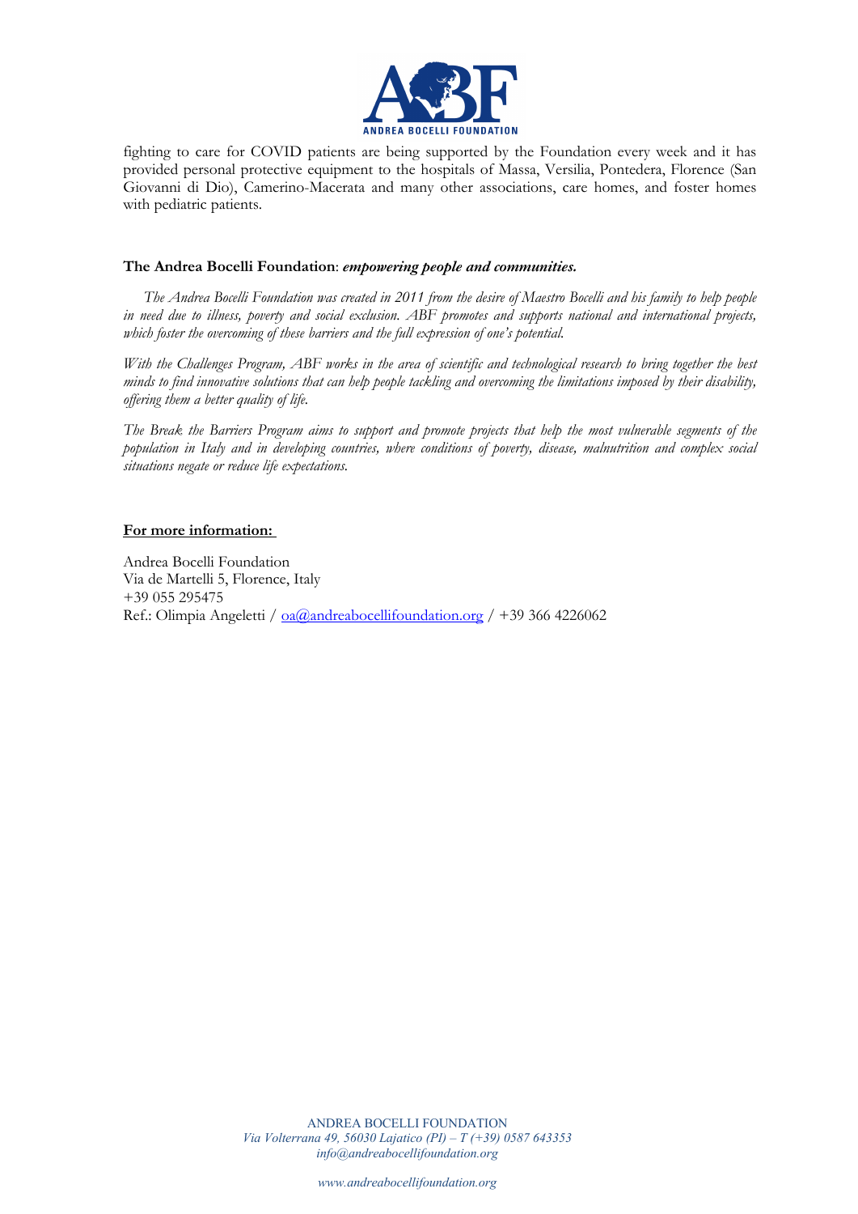fighting to care for COVID patients are being supported by the Foundation every week and it has provided personal protective equipment to the hospitals of Massa, Versilia, Pontedera, Florence (San Giovanni di Dio), Camerino-Macerata and many other associations, care homes, and foster homes with pediatric patients.

**The Andrea Bocelli Foundation**: ***empowering people and communities.***

*The Andrea Bocelli Foundation was created in 2011 from the desire of Maestro Bocelli and his family to help people in need due to illness, poverty and social exclusion. ABF promotes and supports national and international projects, which foster the overcoming of these barriers and the full expression of one's potential.*

*With the Challenges Program, ABF works in the area of scientific and technological research to bring together the best minds to find innovative solutions that can help people tackling and overcoming the limitations imposed by their disability, offering them a better quality of life.*

*The Break the Barriers Program aims to support and promote projects that help the most vulnerable segments of the population in Italy and in developing countries, where conditions of poverty, disease, malnutrition and complex social situations negate or reduce life expectations.*

**For more information:**

Andrea Bocelli Foundation
Via de Martelli 5, Florence, Italy
+39 055 295475
Ref.: Olimpia Angeletti / oa@andreabocellifoundation.org / +39 366 4226062